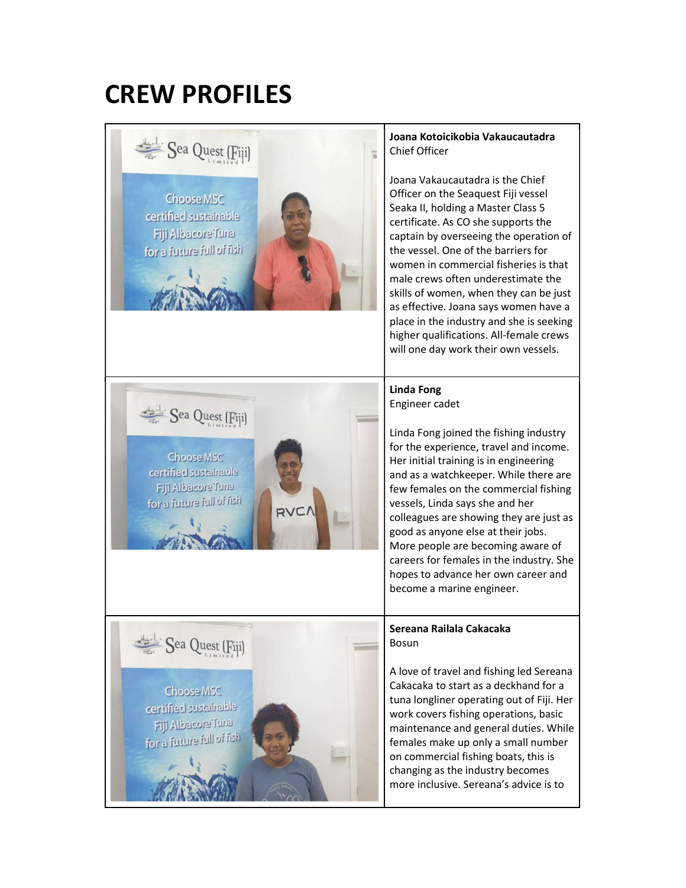# CREW PROFILES

**Joana Kotoicikobia Vakaucautadra**
Chief Officer

Joana Vakaucautadra is the Chief Officer on the Seaquest Fiji vessel Seaka II, holding a Master Class 5 certificate. As CO she supports the captain by overseeing the operation of the vessel. One of the barriers for women in commercial fisheries is that male crews often underestimate the skills of women, when they can be just as effective. Joana says women have a place in the industry and she is seeking higher qualifications. All-female crews will one day work their own vessels.

**Linda Fong**
Engineer cadet

Linda Fong joined the fishing industry for the experience, travel and income. Her initial training is in engineering and as a watchkeeper. While there are few females on the commercial fishing vessels, Linda says she and her colleagues are showing they are just as good as anyone else at their jobs. More people are becoming aware of careers for females in the industry. She hopes to advance her own career and become a marine engineer.

**Sereana Railala Cakacaka**
Bosun

A love of travel and fishing led Sereana Cakacaka to start as a deckhand for a tuna longliner operating out of Fiji. Her work covers fishing operations, basic maintenance and general duties. While females make up only a small number on commercial fishing boats, this is changing as the industry becomes more inclusive. Sereana's advice is to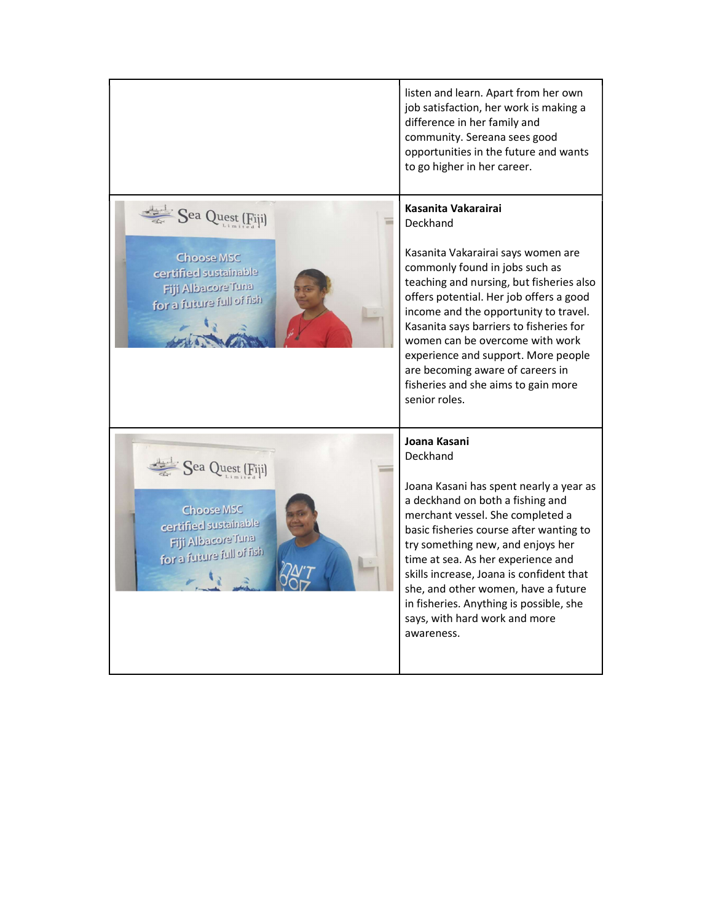listen and learn. Apart from her own job satisfaction, her work is making a difference in her family and community. Sereana sees good opportunities in the future and wants to go higher in her career.

**Kasanita Vakarairai**
Deckhand

Kasanita Vakarairai says women are commonly found in jobs such as teaching and nursing, but fisheries also offers potential. Her job offers a good income and the opportunity to travel. Kasanita says barriers to fisheries for women can be overcome with work experience and support. More people are becoming aware of careers in fisheries and she aims to gain more senior roles.

**Joana Kasani**
Deckhand

Joana Kasani has spent nearly a year as a deckhand on both a fishing and merchant vessel. She completed a basic fisheries course after wanting to try something new, and enjoys her time at sea. As her experience and skills increase, Joana is confident that she, and other women, have a future in fisheries. Anything is possible, she says, with hard work and more awareness.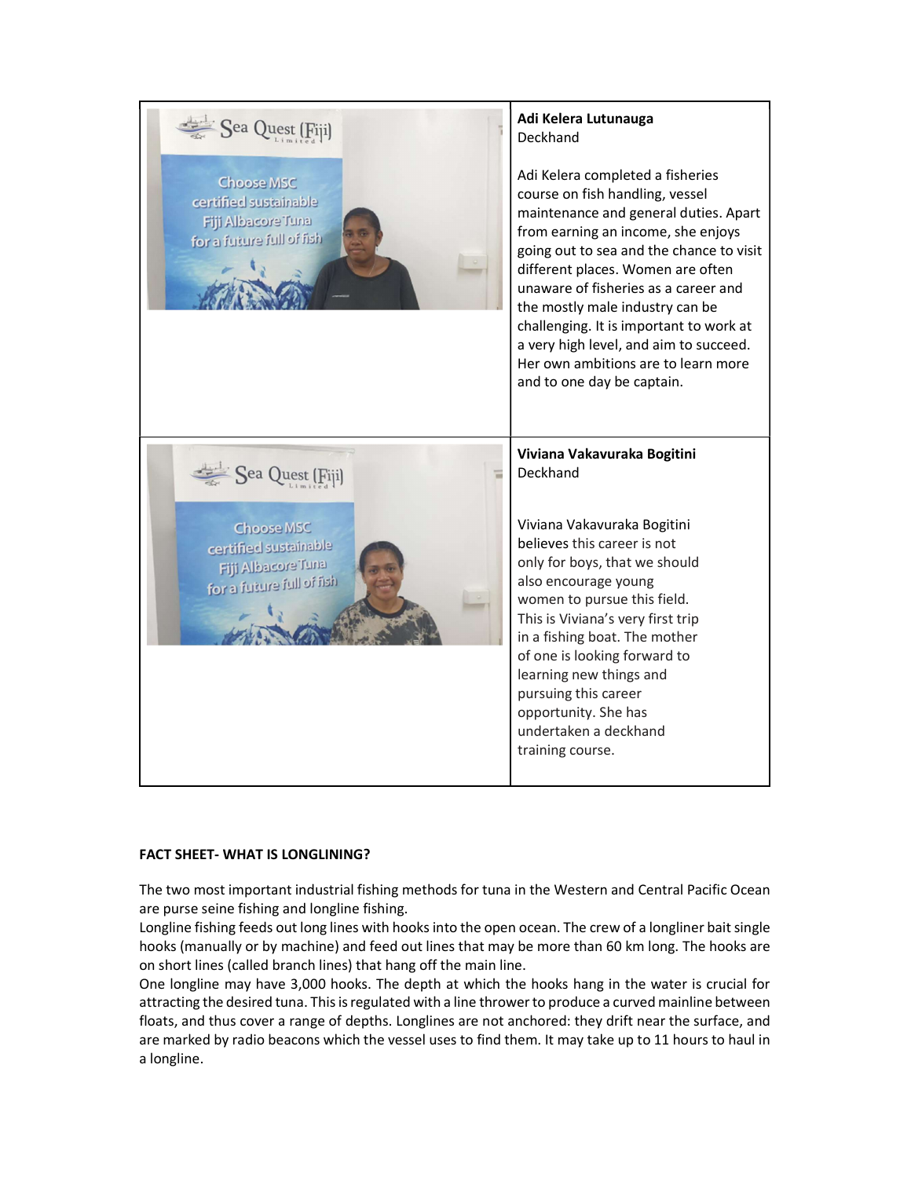| | |
|---|---|
| | **Adi Kelera Lutunauga**<br>Deckhand<br><br>Adi Kelera completed a fisheries course on fish handling, vessel maintenance and general duties. Apart from earning an income, she enjoys going out to sea and the chance to visit different places. Women are often unaware of fisheries as a career and the mostly male industry can be challenging. It is important to work at a very high level, and aim to succeed. Her own ambitions are to learn more and to one day be captain. |
| | **Viviana Vakavuraka Bogitini**<br>Deckhand<br><br>Viviana Vakavuraka Bogitini believes this career is not only for boys, that we should also encourage young women to pursue this field. This is Viviana's very first trip in a fishing boat. The mother of one is looking forward to learning new things and pursuing this career opportunity. She has undertaken a deckhand training course. |

**FACT SHEET- WHAT IS LONGLINING?**

The two most important industrial fishing methods for tuna in the Western and Central Pacific Ocean are purse seine fishing and longline fishing.

Longline fishing feeds out long lines with hooks into the open ocean. The crew of a longliner bait single hooks (manually or by machine) and feed out lines that may be more than 60 km long. The hooks are on short lines (called branch lines) that hang off the main line.

One longline may have 3,000 hooks. The depth at which the hooks hang in the water is crucial for attracting the desired tuna. This is regulated with a line thrower to produce a curved mainline between floats, and thus cover a range of depths. Longlines are not anchored: they drift near the surface, and are marked by radio beacons which the vessel uses to find them. It may take up to 11 hours to haul in a longline.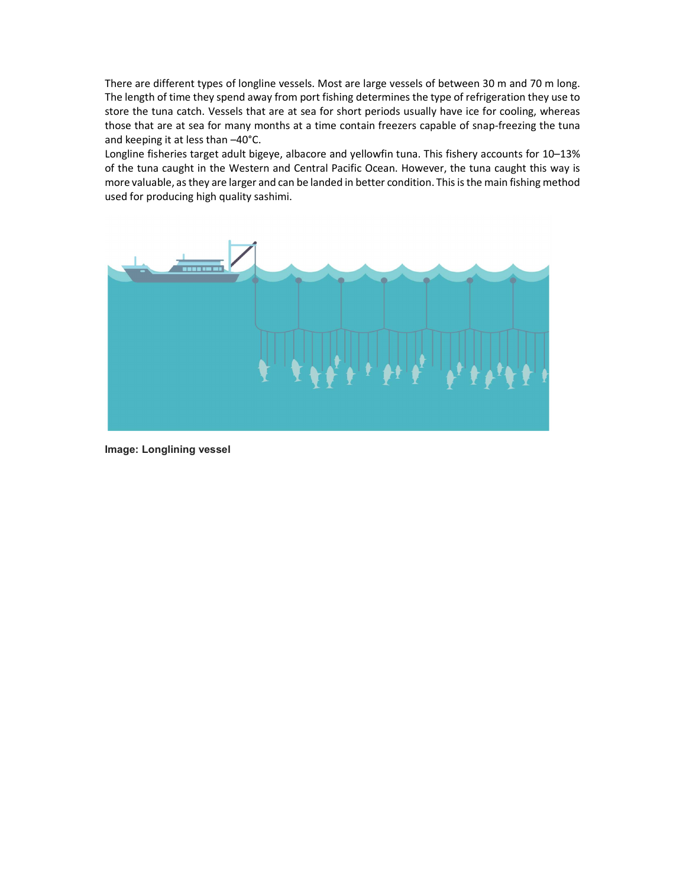There are different types of longline vessels. Most are large vessels of between 30 m and 70 m long. The length of time they spend away from port fishing determines the type of refrigeration they use to store the tuna catch. Vessels that are at sea for short periods usually have ice for cooling, whereas those that are at sea for many months at a time contain freezers capable of snap-freezing the tuna and keeping it at less than –40°C.

Longline fisheries target adult bigeye, albacore and yellowfin tuna. This fishery accounts for 10–13% of the tuna caught in the Western and Central Pacific Ocean. However, the tuna caught this way is more valuable, as they are larger and can be landed in better condition. This is the main fishing method used for producing high quality sashimi.

**Image: Longlining vessel**